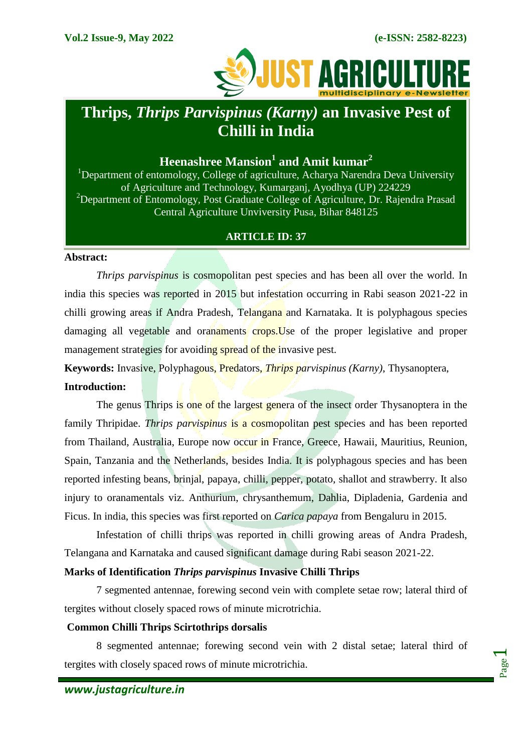# Thrips, *Thrips Parvispinus (Karny)* an Invasive Pest of Chilli in India

**Heenashree Mansion[1] and Amit kumar[2]**

[1]Department of entomology, College of agriculture, Acharya Narendra Deva University of Agriculture and Technology, Kumarganj, Ayodhya (UP) 224229

[2]Department of Entomology, Post Graduate College of Agriculture, Dr. Rajendra Prasad Central Agriculture Unviversity Pusa, Bihar 848125

**ARTICLE ID: 37**

**Abstract:**

*Thrips parvispinus* is cosmopolitan pest species and has been all over the world. In india this species was reported in 2015 but infestation occurring in Rabi season 2021-22 in chilli growing areas if Andra Pradesh, Telangana and Karnataka. It is polyphagous species damaging all vegetable and oranaments crops.Use of the proper legislative and proper management strategies for avoiding spread of the invasive pest.

**Keywords:** Invasive, Polyphagous, Predators, *Thrips parvispinus (Karny)*, Thysanoptera,

**Introduction:**

The genus Thrips is one of the largest genera of the insect order Thysanoptera in the family Thripidae. *Thrips parvispinus* is a cosmopolitan pest species and has been reported from Thailand, Australia, Europe now occur in France, Greece, Hawaii, Mauritius, Reunion, Spain, Tanzania and the Netherlands, besides India. It is polyphagous species and has been reported infesting beans, brinjal, papaya, chilli, pepper, potato, shallot and strawberry. It also injury to oranamentals viz. Anthurium, chrysanthemum, Dahlia, Dipladenia, Gardenia and Ficus. In india, this species was first reported on *Carica papaya* from Bengaluru in 2015.

Infestation of chilli thrips was reported in chilli growing areas of Andra Pradesh, Telangana and Karnataka and caused significant damage during Rabi season 2021-22.

**Marks of Identification *Thrips parvispinus* Invasive Chilli Thrips**

7 segmented antennae, forewing second vein with complete setae row; lateral third of tergites without closely spaced rows of minute microtrichia.

**Common Chilli Thrips Scirtothrips dorsalis**

8 segmented antennae; forewing second vein with 2 distal setae; lateral third of tergites with closely spaced rows of minute microtrichia.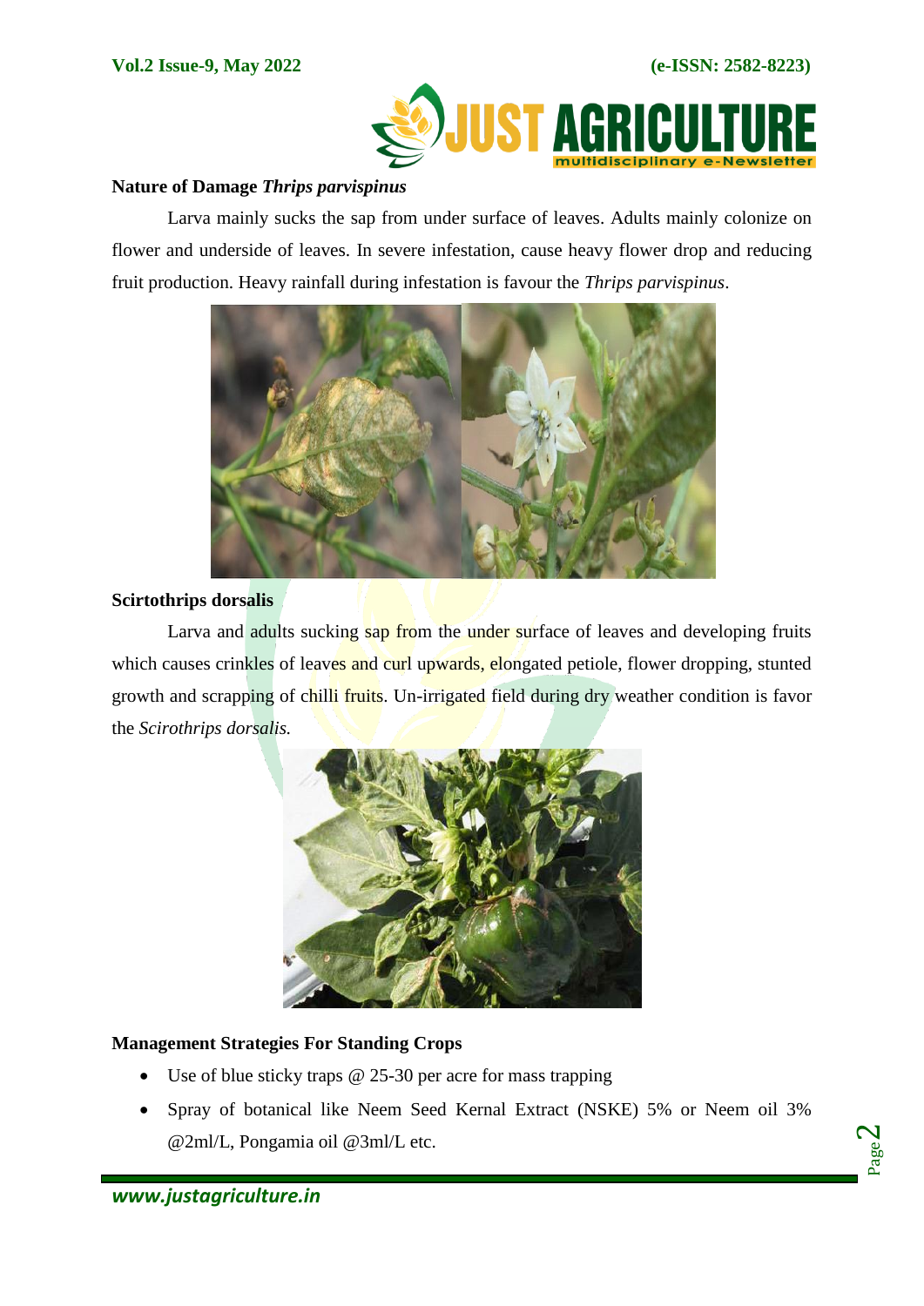**Nature of Damage *Thrips parvispinus***

Larva mainly sucks the sap from under surface of leaves. Adults mainly colonize on flower and underside of leaves. In severe infestation, cause heavy flower drop and reducing fruit production. Heavy rainfall during infestation is favour the *Thrips parvispinus*.

**Scirtothrips dorsalis**

Larva and adults sucking sap from the under surface of leaves and developing fruits which causes crinkles of leaves and curl upwards, elongated petiole, flower dropping, stunted growth and scrapping of chilli fruits. Un-irrigated field during dry weather condition is favor the *Scirothrips dorsalis.*

**Management Strategies For Standing Crops**

- Use of blue sticky traps @ 25-30 per acre for mass trapping
- Spray of botanical like Neem Seed Kernal Extract (NSKE) 5% or Neem oil 3% @2ml/L, Pongamia oil @3ml/L etc.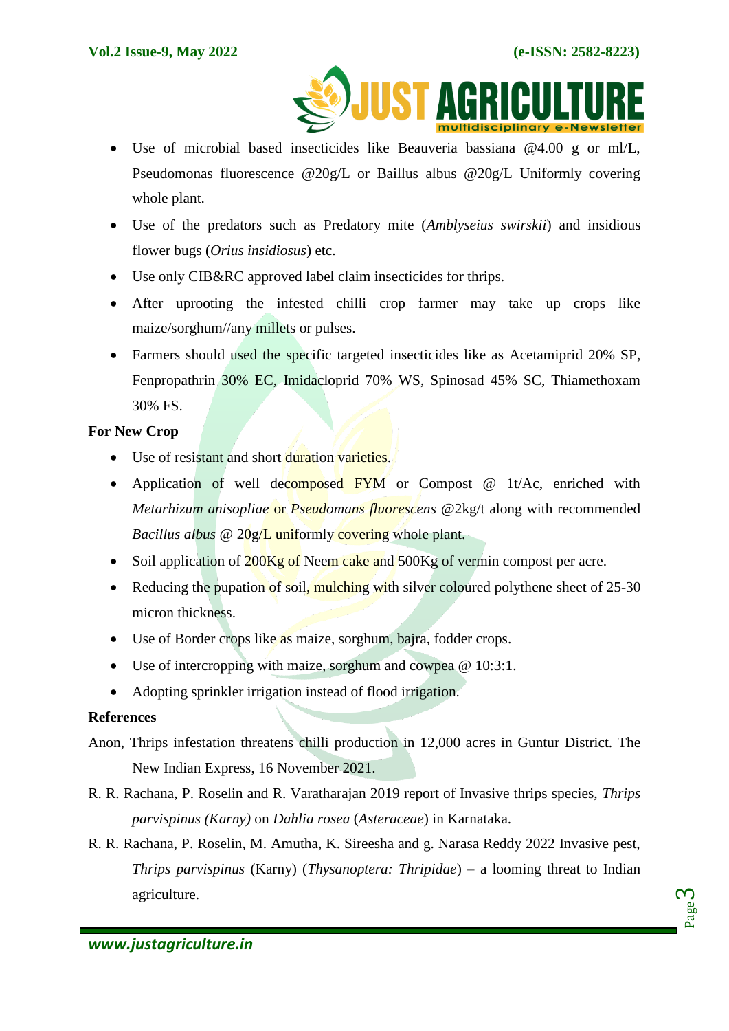- Use of microbial based insecticides like Beauveria bassiana @4.00 g or ml/L, Pseudomonas fluorescence @20g/L or Baillus albus @20g/L Uniformly covering whole plant.
- Use of the predators such as Predatory mite (*Amblyseius swirskii*) and insidious flower bugs (*Orius insidiosus*) etc.
- Use only CIB&RC approved label claim insecticides for thrips.
- After uprooting the infested chilli crop farmer may take up crops like maize/sorghum//any millets or pulses.
- Farmers should used the specific targeted insecticides like as Acetamiprid 20% SP, Fenpropathrin 30% EC, Imidacloprid 70% WS, Spinosad 45% SC, Thiamethoxam 30% FS.

**For New Crop**

- Use of resistant and short duration varieties.
- Application of well decomposed FYM or Compost @ 1t/Ac, enriched with *Metarhizum anisopliae* or *Pseudomans fluorescens* @2kg/t along with recommended *Bacillus albus* @ 20g/L uniformly covering whole plant.
- Soil application of 200Kg of Neem cake and 500Kg of vermin compost per acre.
- Reducing the pupation of soil, mulching with silver coloured polythene sheet of 25-30 micron thickness.
- Use of Border crops like as maize, sorghum, bajra, fodder crops.
- Use of intercropping with maize, sorghum and cowpea @ 10:3:1.
- Adopting sprinkler irrigation instead of flood irrigation.

**References**

Anon, Thrips infestation threatens chilli production in 12,000 acres in Guntur District. The New Indian Express, 16 November 2021.

R. R. Rachana, P. Roselin and R. Varatharajan 2019 report of Invasive thrips species, *Thrips parvispinus (Karny)* on *Dahlia rosea* (*Asteraceae*) in Karnataka.

R. R. Rachana, P. Roselin, M. Amutha, K. Sireesha and g. Narasa Reddy 2022 Invasive pest, *Thrips parvispinus* (Karny) (*Thysanoptera: Thripidae*) – a looming threat to Indian agriculture.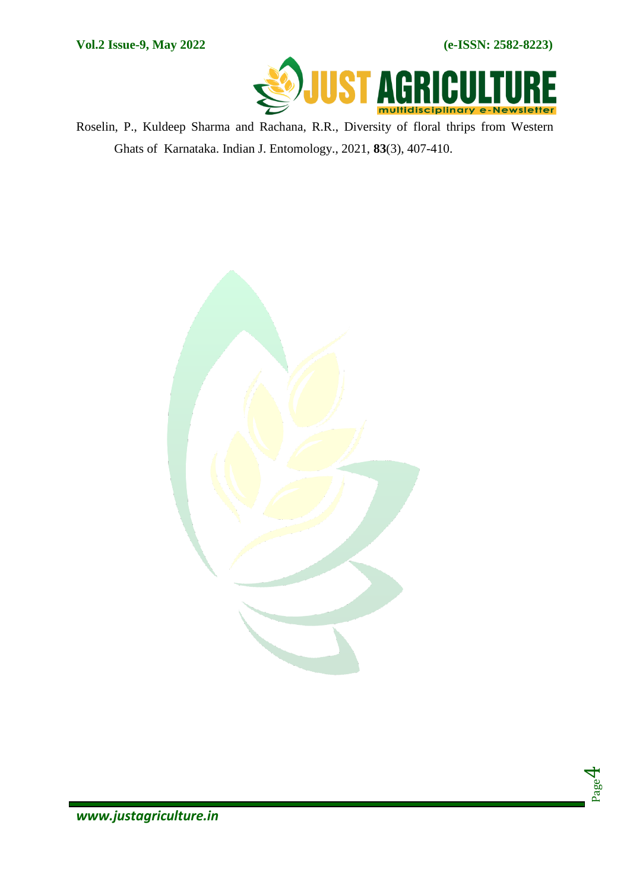Roselin, P., Kuldeep Sharma and Rachana, R.R., Diversity of floral thrips from Western Ghats of Karnataka. Indian J. Entomology., 2021, **83**(3), 407-410.